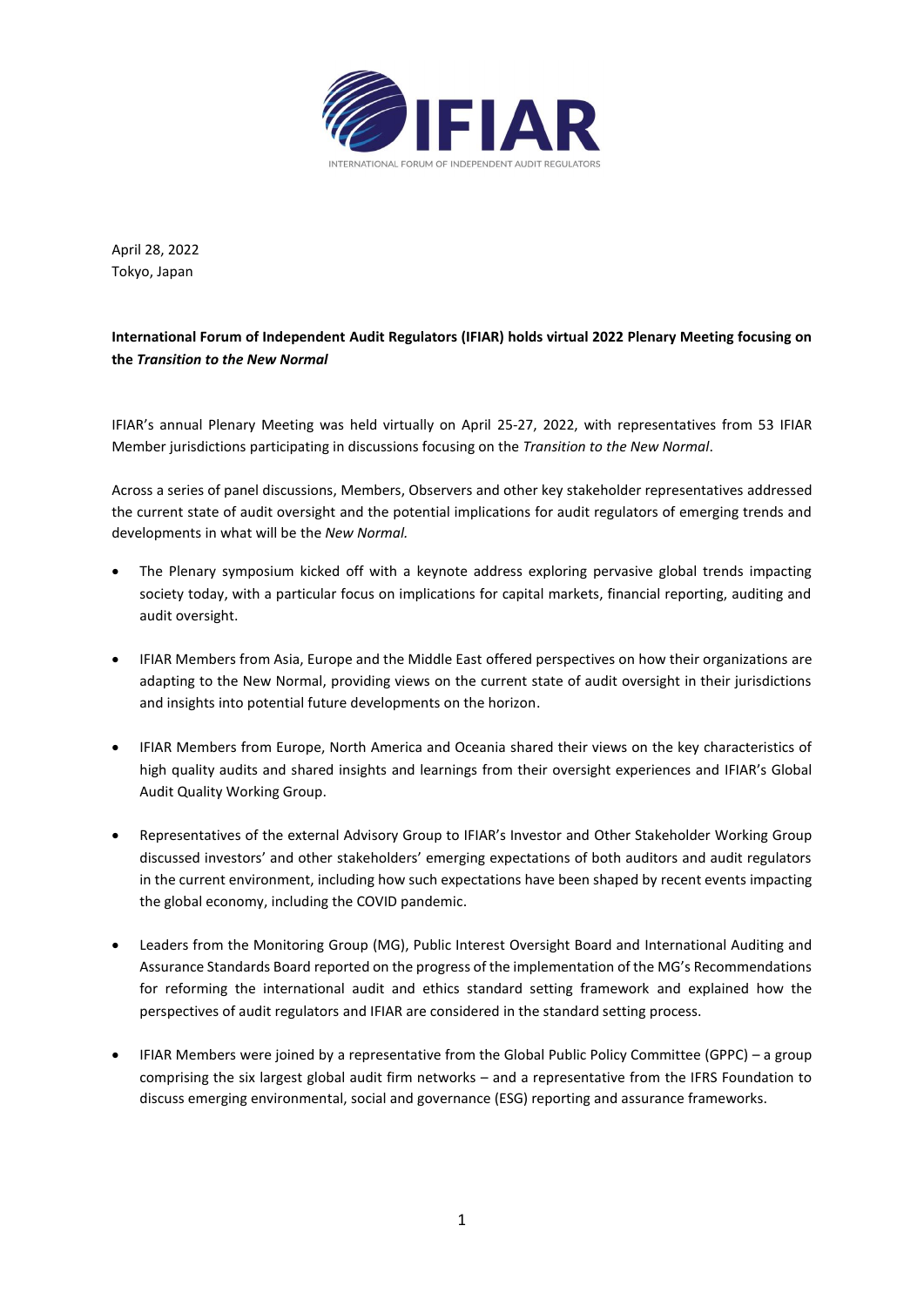April 28, 2022
Tokyo, Japan

**International Forum of Independent Audit Regulators (IFIAR) holds virtual 2022 Plenary Meeting focusing on the *Transition to the New Normal***

IFIAR's annual Plenary Meeting was held virtually on April 25-27, 2022, with representatives from 53 IFIAR Member jurisdictions participating in discussions focusing on the *Transition to the New Normal*.

Across a series of panel discussions, Members, Observers and other key stakeholder representatives addressed the current state of audit oversight and the potential implications for audit regulators of emerging trends and developments in what will be the *New Normal.*

- The Plenary symposium kicked off with a keynote address exploring pervasive global trends impacting society today, with a particular focus on implications for capital markets, financial reporting, auditing and audit oversight.

- IFIAR Members from Asia, Europe and the Middle East offered perspectives on how their organizations are adapting to the New Normal, providing views on the current state of audit oversight in their jurisdictions and insights into potential future developments on the horizon.

- IFIAR Members from Europe, North America and Oceania shared their views on the key characteristics of high quality audits and shared insights and learnings from their oversight experiences and IFIAR's Global Audit Quality Working Group.

- Representatives of the external Advisory Group to IFIAR's Investor and Other Stakeholder Working Group discussed investors' and other stakeholders' emerging expectations of both auditors and audit regulators in the current environment, including how such expectations have been shaped by recent events impacting the global economy, including the COVID pandemic.

- Leaders from the Monitoring Group (MG), Public Interest Oversight Board and International Auditing and Assurance Standards Board reported on the progress of the implementation of the MG's Recommendations for reforming the international audit and ethics standard setting framework and explained how the perspectives of audit regulators and IFIAR are considered in the standard setting process.

- IFIAR Members were joined by a representative from the Global Public Policy Committee (GPPC) – a group comprising the six largest global audit firm networks – and a representative from the IFRS Foundation to discuss emerging environmental, social and governance (ESG) reporting and assurance frameworks.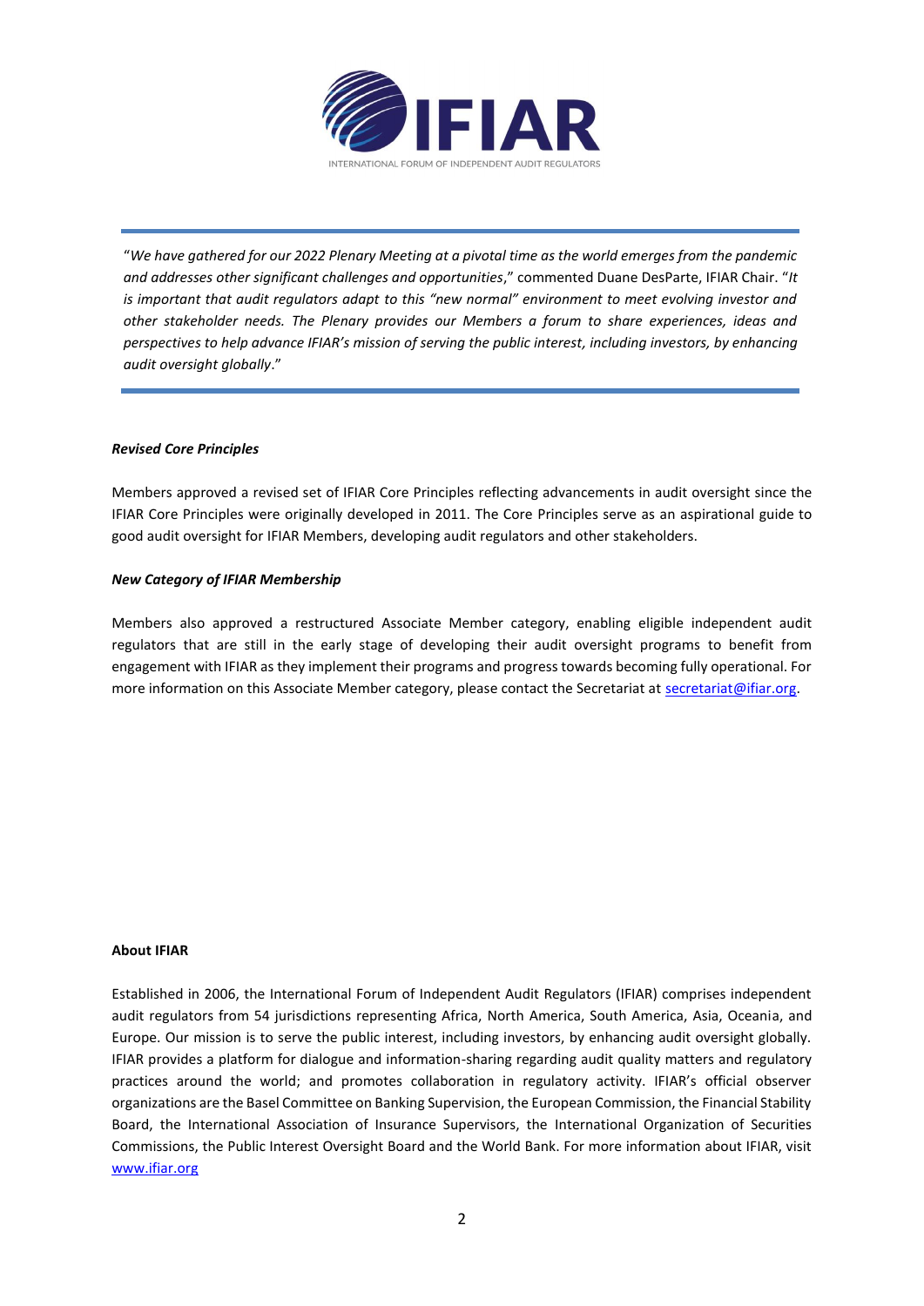"*We have gathered for our 2022 Plenary Meeting at a pivotal time as the world emerges from the pandemic and addresses other significant challenges and opportunities*," commented Duane DesParte, IFIAR Chair. "*It is important that audit regulators adapt to this "new normal" environment to meet evolving investor and other stakeholder needs. The Plenary provides our Members a forum to share experiences, ideas and perspectives to help advance IFIAR's mission of serving the public interest, including investors, by enhancing audit oversight globally*."

***Revised Core Principles***

Members approved a revised set of IFIAR Core Principles reflecting advancements in audit oversight since the IFIAR Core Principles were originally developed in 2011. The Core Principles serve as an aspirational guide to good audit oversight for IFIAR Members, developing audit regulators and other stakeholders.

***New Category of IFIAR Membership***

Members also approved a restructured Associate Member category, enabling eligible independent audit regulators that are still in the early stage of developing their audit oversight programs to benefit from engagement with IFIAR as they implement their programs and progress towards becoming fully operational. For more information on this Associate Member category, please contact the Secretariat at secretariat@ifiar.org.

**About IFIAR**

Established in 2006, the International Forum of Independent Audit Regulators (IFIAR) comprises independent audit regulators from 54 jurisdictions representing Africa, North America, South America, Asia, Oceania, and Europe. Our mission is to serve the public interest, including investors, by enhancing audit oversight globally. IFIAR provides a platform for dialogue and information-sharing regarding audit quality matters and regulatory practices around the world; and promotes collaboration in regulatory activity. IFIAR's official observer organizations are the Basel Committee on Banking Supervision, the European Commission, the Financial Stability Board, the International Association of Insurance Supervisors, the International Organization of Securities Commissions, the Public Interest Oversight Board and the World Bank. For more information about IFIAR, visit www.ifiar.org